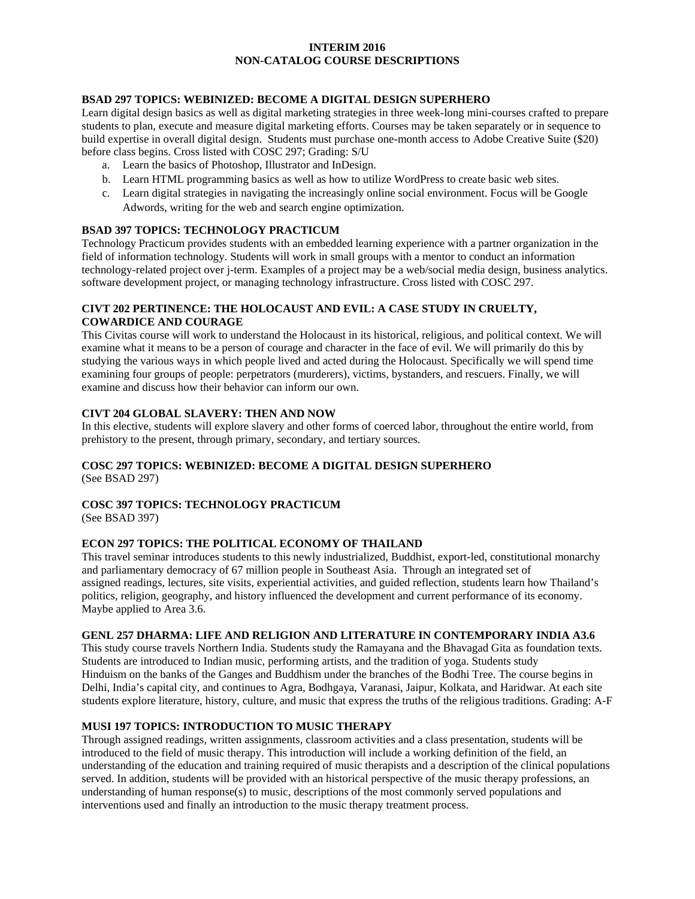# INTERIM 2016
# NON-CATALOG COURSE DESCRIPTIONS

### BSAD 297 TOPICS: WEBINIZED: BECOME A DIGITAL DESIGN SUPERHERO

Learn digital design basics as well as digital marketing strategies in three week-long mini-courses crafted to prepare students to plan, execute and measure digital marketing efforts. Courses may be taken separately or in sequence to build expertise in overall digital design. Students must purchase one-month access to Adobe Creative Suite ($20) before class begins. Cross listed with COSC 297; Grading: S/U

a. Learn the basics of Photoshop, Illustrator and InDesign.
b. Learn HTML programming basics as well as how to utilize WordPress to create basic web sites.
c. Learn digital strategies in navigating the increasingly online social environment. Focus will be Google Adwords, writing for the web and search engine optimization.

### BSAD 397 TOPICS: TECHNOLOGY PRACTICUM

Technology Practicum provides students with an embedded learning experience with a partner organization in the field of information technology. Students will work in small groups with a mentor to conduct an information technology-related project over j-term. Examples of a project may be a web/social media design, business analytics. software development project, or managing technology infrastructure. Cross listed with COSC 297.

### CIVT 202 PERTINENCE: THE HOLOCAUST AND EVIL: A CASE STUDY IN CRUELTY, COWARDICE AND COURAGE

This Civitas course will work to understand the Holocaust in its historical, religious, and political context. We will examine what it means to be a person of courage and character in the face of evil. We will primarily do this by studying the various ways in which people lived and acted during the Holocaust. Specifically we will spend time examining four groups of people: perpetrators (murderers), victims, bystanders, and rescuers. Finally, we will examine and discuss how their behavior can inform our own.

### CIVT 204 GLOBAL SLAVERY: THEN AND NOW

In this elective, students will explore slavery and other forms of coerced labor, throughout the entire world, from prehistory to the present, through primary, secondary, and tertiary sources.

### COSC 297 TOPICS: WEBINIZED: BECOME A DIGITAL DESIGN SUPERHERO

(See BSAD 297)

### COSC 397 TOPICS: TECHNOLOGY PRACTICUM

(See BSAD 397)

### ECON 297 TOPICS: THE POLITICAL ECONOMY OF THAILAND

This travel seminar introduces students to this newly industrialized, Buddhist, export-led, constitutional monarchy and parliamentary democracy of 67 million people in Southeast Asia. Through an integrated set of assigned readings, lectures, site visits, experiential activities, and guided reflection, students learn how Thailand's politics, religion, geography, and history influenced the development and current performance of its economy. Maybe applied to Area 3.6.

### GENL 257 DHARMA: LIFE AND RELIGION AND LITERATURE IN CONTEMPORARY INDIA A3.6

This study course travels Northern India. Students study the Ramayana and the Bhavagad Gita as foundation texts. Students are introduced to Indian music, performing artists, and the tradition of yoga. Students study Hinduism on the banks of the Ganges and Buddhism under the branches of the Bodhi Tree. The course begins in Delhi, India's capital city, and continues to Agra, Bodhgaya, Varanasi, Jaipur, Kolkata, and Haridwar. At each site students explore literature, history, culture, and music that express the truths of the religious traditions. Grading: A-F

### MUSI 197 TOPICS: INTRODUCTION TO MUSIC THERAPY

Through assigned readings, written assignments, classroom activities and a class presentation, students will be introduced to the field of music therapy. This introduction will include a working definition of the field, an understanding of the education and training required of music therapists and a description of the clinical populations served. In addition, students will be provided with an historical perspective of the music therapy professions, an understanding of human response(s) to music, descriptions of the most commonly served populations and interventions used and finally an introduction to the music therapy treatment process.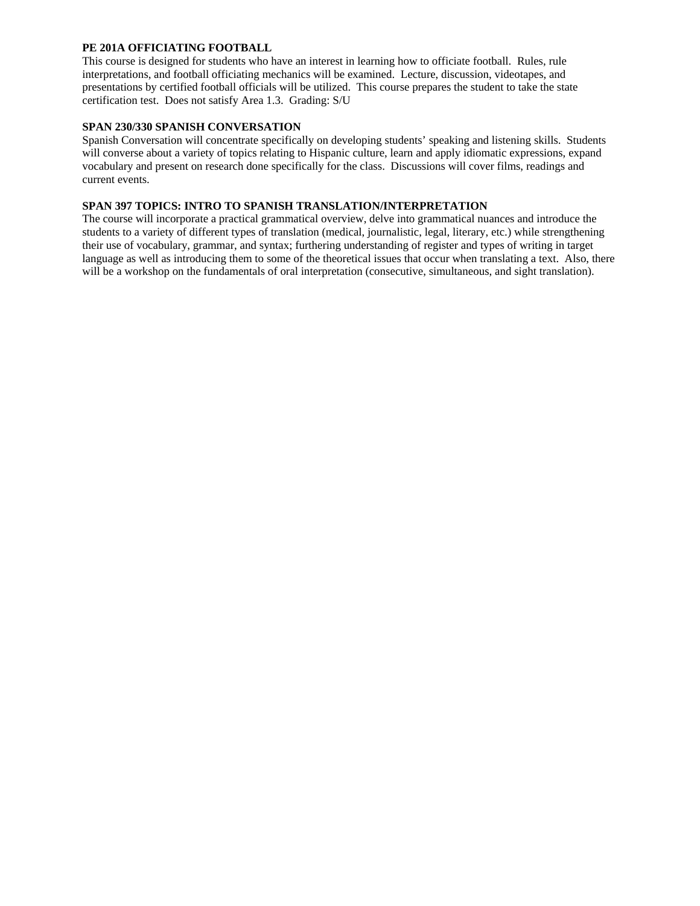**PE 201A OFFICIATING FOOTBALL**

This course is designed for students who have an interest in learning how to officiate football. Rules, rule interpretations, and football officiating mechanics will be examined. Lecture, discussion, videotapes, and presentations by certified football officials will be utilized. This course prepares the student to take the state certification test. Does not satisfy Area 1.3. Grading: S/U

**SPAN 230/330 SPANISH CONVERSATION**

Spanish Conversation will concentrate specifically on developing students' speaking and listening skills. Students will converse about a variety of topics relating to Hispanic culture, learn and apply idiomatic expressions, expand vocabulary and present on research done specifically for the class. Discussions will cover films, readings and current events.

**SPAN 397 TOPICS: INTRO TO SPANISH TRANSLATION/INTERPRETATION**

The course will incorporate a practical grammatical overview, delve into grammatical nuances and introduce the students to a variety of different types of translation (medical, journalistic, legal, literary, etc.) while strengthening their use of vocabulary, grammar, and syntax; furthering understanding of register and types of writing in target language as well as introducing them to some of the theoretical issues that occur when translating a text. Also, there will be a workshop on the fundamentals of oral interpretation (consecutive, simultaneous, and sight translation).